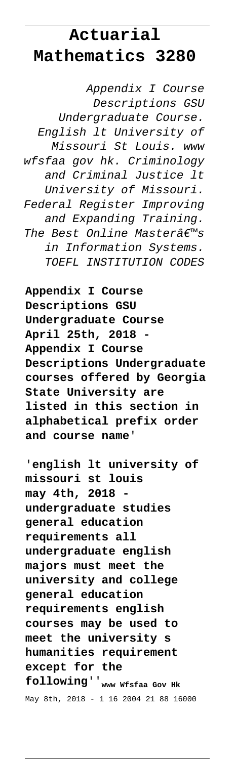# Actuarial Mathematics 3280

*Appendix I Course Descriptions GSU Undergraduate Course. English lt University of Missouri St Louis. www wfsfaa gov hk. Criminology and Criminal Justice lt University of Missouri. Federal Register Improving and Expanding Training. The Best Online Masterâ€™s in Information Systems. TOEFL INSTITUTION CODES*

**Appendix I Course Descriptions GSU Undergraduate Course April 25th, 2018 - Appendix I Course Descriptions Undergraduate courses offered by Georgia State University are listed in this section in alphabetical prefix order and course name**'

'**english lt university of missouri st louis may 4th, 2018 - undergraduate studies general education requirements all undergraduate english majors must meet the university and college general education requirements english courses may be used to meet the university s humanities requirement except for the following**''**www Wfsfaa Gov Hk**

May 8th, 2018 - 1 16 2004 21 88 16000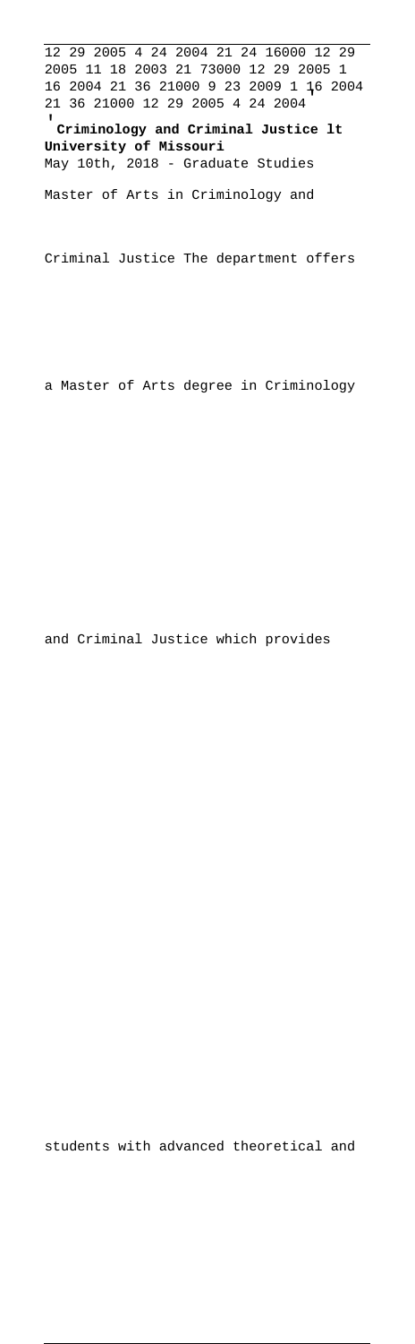12 29 2005 4 24 2004 21 24 16000 12 29 2005 11 18 2003 21 73000 12 29 2005 1 16 2004 21 36 21000 9 23 2009 1 16 2004 21 36 21000 12 29 2005 4 24 2004'

'**Criminology and Criminal Justice lt University of Missouri**

May 10th, 2018 - Graduate Studies Master of Arts in Criminology and Criminal Justice The department offers a Master of Arts degree in Criminology and Criminal Justice which provides students with advanced theoretical and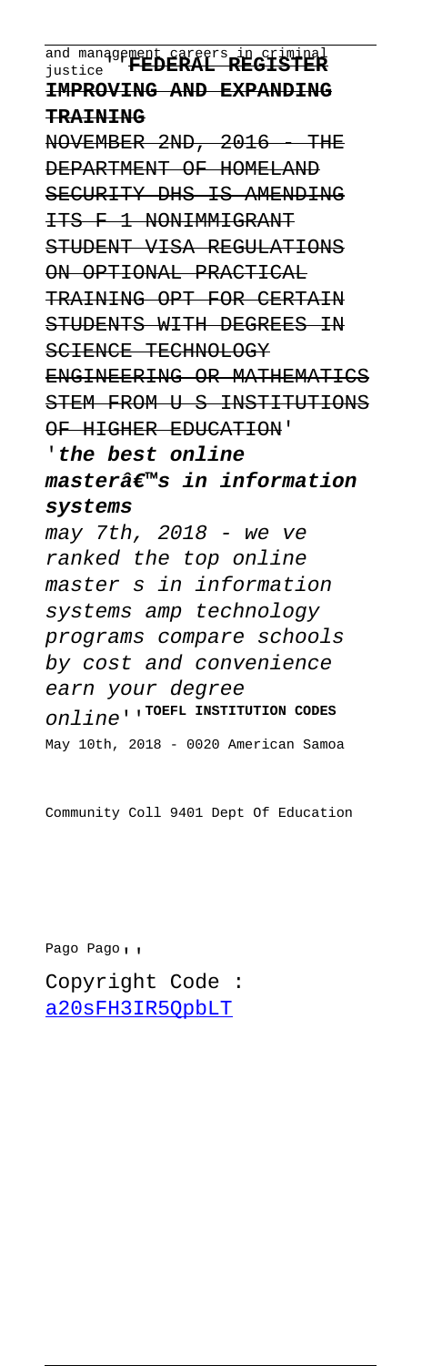and management careers in criminal justice''**FEDERAL REGISTER IMPROVING AND EXPANDING TRAINING**

NOVEMBER 2ND, 2016 - THE DEPARTMENT OF HOMELAND SECURITY DHS IS AMENDING ITS F 1 NONIMMIGRANT STUDENT VISA REGULATIONS ON OPTIONAL PRACTICAL TRAINING OPT FOR CERTAIN STUDENTS WITH DEGREES IN SCIENCE TECHNOLOGY ENGINEERING OR MATHEMATICS STEM FROM U S INSTITUTIONS OF HIGHER EDUCATION'

'***the best online masterâ€™s in information systems***

*may 7th, 2018 - we ve ranked the top online master s in information systems amp technology programs compare schools by cost and convenience earn your degree online*''**TOEFL INSTITUTION CODES**

May 10th, 2018 - 0020 American Samoa

Community Coll 9401 Dept Of Education

Pago Pago''

Copyright Code : a20sFH3IR5QpbLT